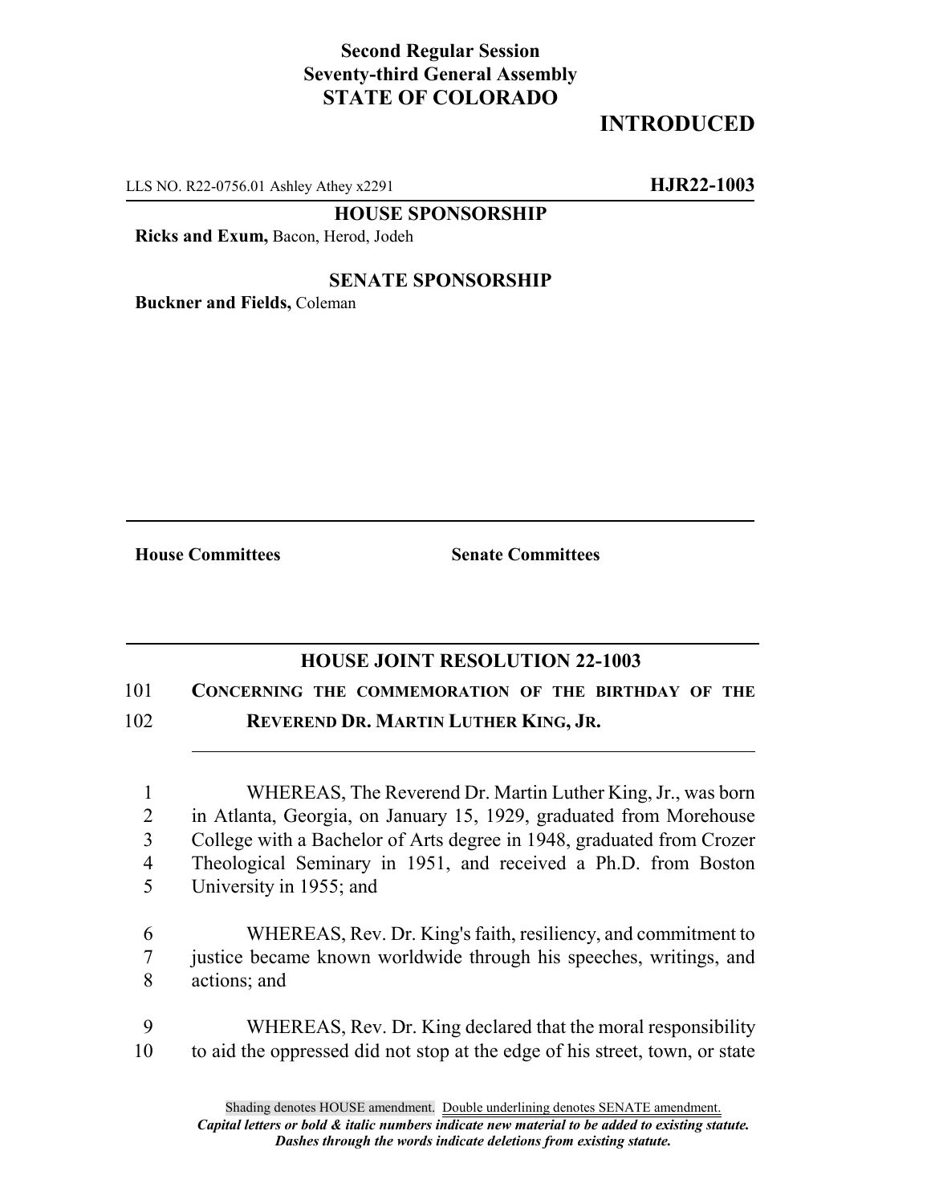**Second Regular Session**
**Seventy-third General Assembly**
**STATE OF COLORADO**

# INTRODUCED

LLS NO. R22-0756.01 Ashley Athey x2291 **HJR22-1003**

**HOUSE SPONSORSHIP**

**Ricks and Exum,** Bacon, Herod, Jodeh

**SENATE SPONSORSHIP**

**Buckner and Fields,** Coleman

**House Committees** **Senate Committees**

## HOUSE JOINT RESOLUTION 22-1003

101 **CONCERNING THE COMMEMORATION OF THE BIRTHDAY OF THE**
102 **REVEREND DR. MARTIN LUTHER KING, JR.**

1 WHEREAS, The Reverend Dr. Martin Luther King, Jr., was born
2 in Atlanta, Georgia, on January 15, 1929, graduated from Morehouse
3 College with a Bachelor of Arts degree in 1948, graduated from Crozer
4 Theological Seminary in 1951, and received a Ph.D. from Boston
5 University in 1955; and

6 WHEREAS, Rev. Dr. King's faith, resiliency, and commitment to
7 justice became known worldwide through his speeches, writings, and
8 actions; and

9 WHEREAS, Rev. Dr. King declared that the moral responsibility
10 to aid the oppressed did not stop at the edge of his street, town, or state

Shading denotes HOUSE amendment. Double underlining denotes SENATE amendment.
*Capital letters or bold & italic numbers indicate new material to be added to existing statute.*
*Dashes through the words indicate deletions from existing statute.*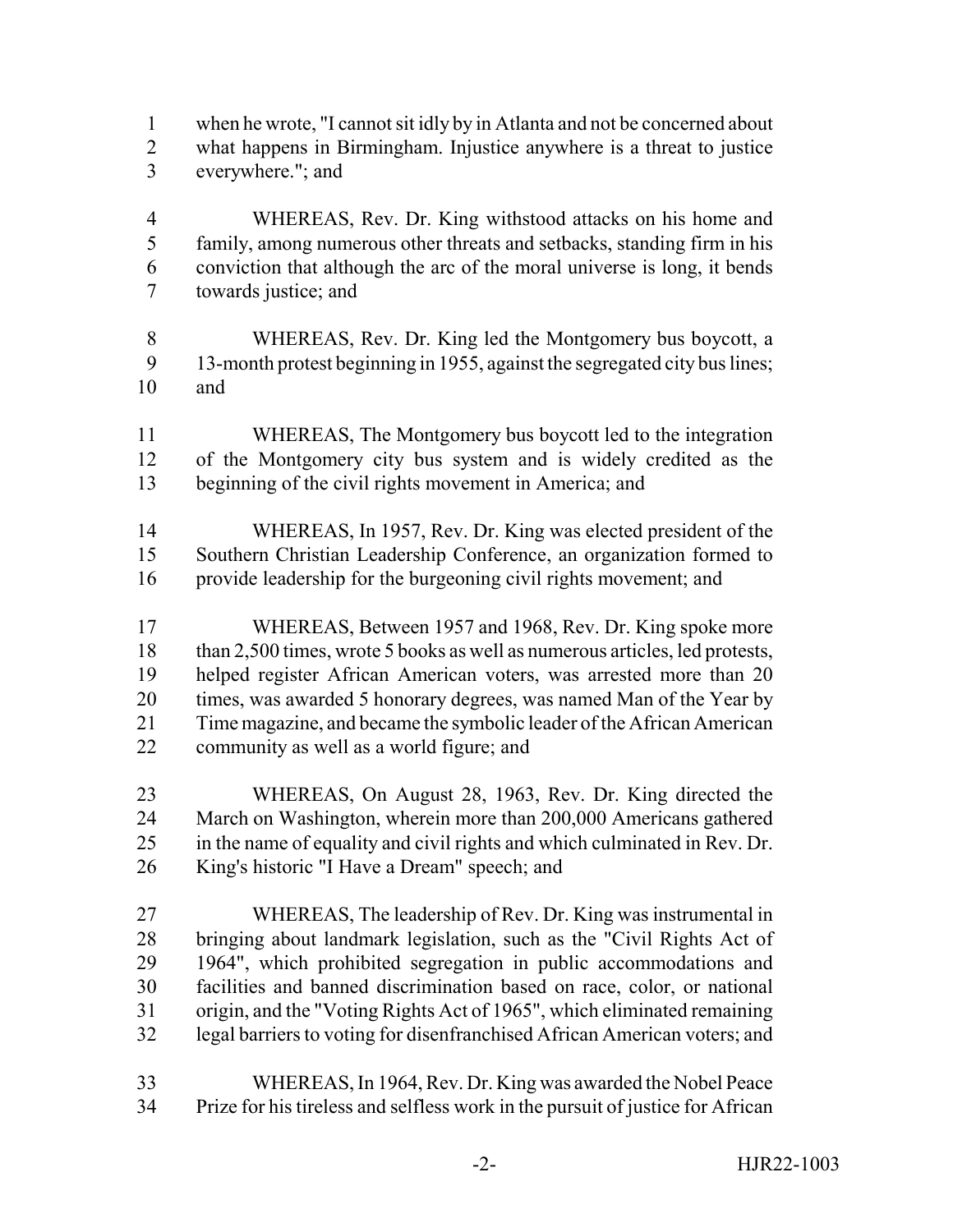when he wrote, "I cannot sit idly by in Atlanta and not be concerned about what happens in Birmingham. Injustice anywhere is a threat to justice everywhere."; and

WHEREAS, Rev. Dr. King withstood attacks on his home and family, among numerous other threats and setbacks, standing firm in his conviction that although the arc of the moral universe is long, it bends towards justice; and

WHEREAS, Rev. Dr. King led the Montgomery bus boycott, a 13-month protest beginning in 1955, against the segregated city bus lines; and

WHEREAS, The Montgomery bus boycott led to the integration of the Montgomery city bus system and is widely credited as the beginning of the civil rights movement in America; and

WHEREAS, In 1957, Rev. Dr. King was elected president of the Southern Christian Leadership Conference, an organization formed to provide leadership for the burgeoning civil rights movement; and

WHEREAS, Between 1957 and 1968, Rev. Dr. King spoke more than 2,500 times, wrote 5 books as well as numerous articles, led protests, helped register African American voters, was arrested more than 20 times, was awarded 5 honorary degrees, was named Man of the Year by Time magazine, and became the symbolic leader of the African American community as well as a world figure; and

WHEREAS, On August 28, 1963, Rev. Dr. King directed the March on Washington, wherein more than 200,000 Americans gathered in the name of equality and civil rights and which culminated in Rev. Dr. King's historic "I Have a Dream" speech; and

WHEREAS, The leadership of Rev. Dr. King was instrumental in bringing about landmark legislation, such as the "Civil Rights Act of 1964", which prohibited segregation in public accommodations and facilities and banned discrimination based on race, color, or national origin, and the "Voting Rights Act of 1965", which eliminated remaining legal barriers to voting for disenfranchised African American voters; and

WHEREAS, In 1964, Rev. Dr. King was awarded the Nobel Peace Prize for his tireless and selfless work in the pursuit of justice for African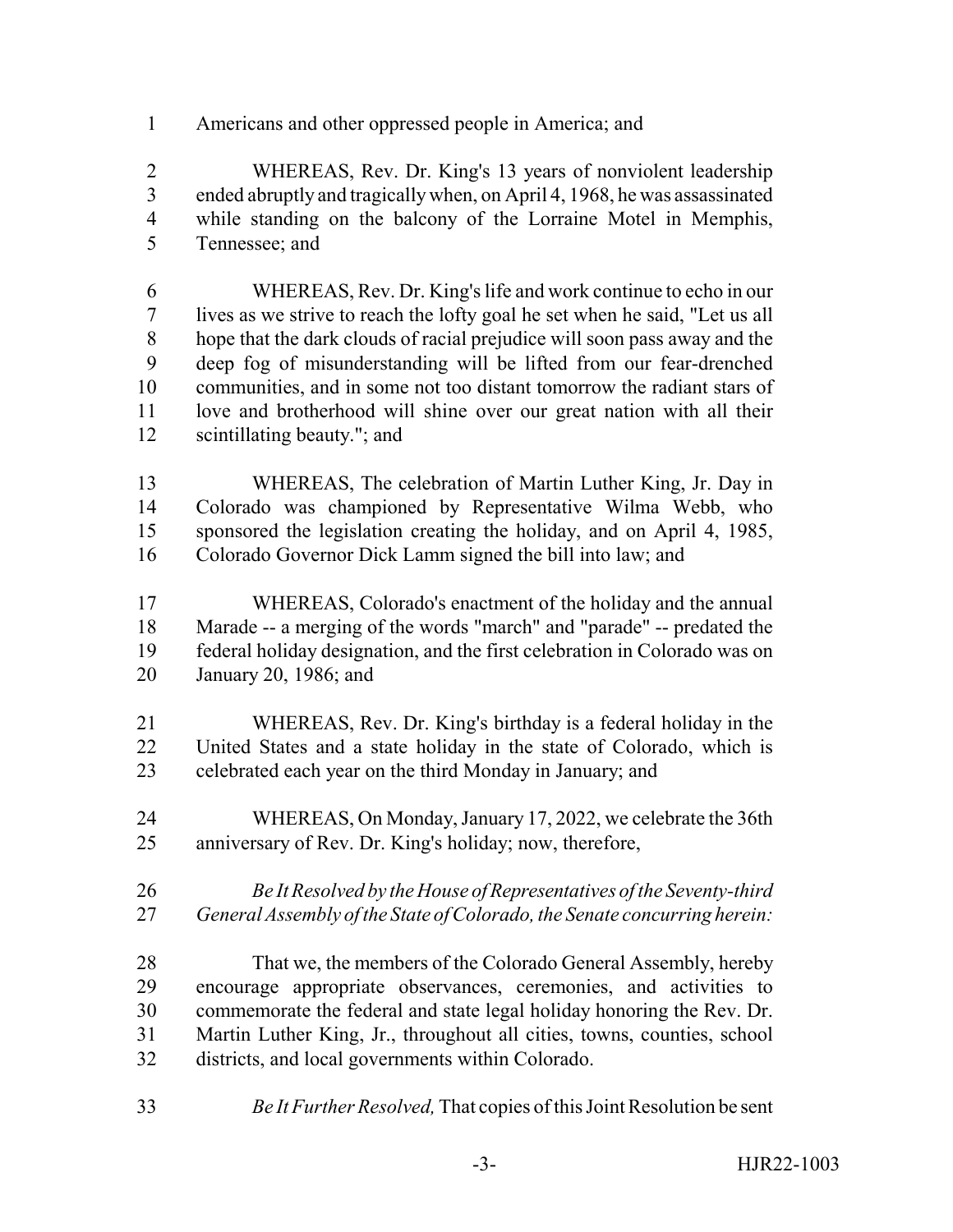Americans and other oppressed people in America; and

WHEREAS, Rev. Dr. King's 13 years of nonviolent leadership ended abruptly and tragically when, on April 4, 1968, he was assassinated while standing on the balcony of the Lorraine Motel in Memphis, Tennessee; and

WHEREAS, Rev. Dr. King's life and work continue to echo in our lives as we strive to reach the lofty goal he set when he said, "Let us all hope that the dark clouds of racial prejudice will soon pass away and the deep fog of misunderstanding will be lifted from our fear-drenched communities, and in some not too distant tomorrow the radiant stars of love and brotherhood will shine over our great nation with all their scintillating beauty."; and

WHEREAS, The celebration of Martin Luther King, Jr. Day in Colorado was championed by Representative Wilma Webb, who sponsored the legislation creating the holiday, and on April 4, 1985, Colorado Governor Dick Lamm signed the bill into law; and

WHEREAS, Colorado's enactment of the holiday and the annual Marade -- a merging of the words "march" and "parade" -- predated the federal holiday designation, and the first celebration in Colorado was on January 20, 1986; and

WHEREAS, Rev. Dr. King's birthday is a federal holiday in the United States and a state holiday in the state of Colorado, which is celebrated each year on the third Monday in January; and

WHEREAS, On Monday, January 17, 2022, we celebrate the 36th anniversary of Rev. Dr. King's holiday; now, therefore,

*Be It Resolved by the House of Representatives of the Seventy-third General Assembly of the State of Colorado, the Senate concurring herein:*

That we, the members of the Colorado General Assembly, hereby encourage appropriate observances, ceremonies, and activities to commemorate the federal and state legal holiday honoring the Rev. Dr. Martin Luther King, Jr., throughout all cities, towns, counties, school districts, and local governments within Colorado.

*Be It Further Resolved,* That copies of this Joint Resolution be sent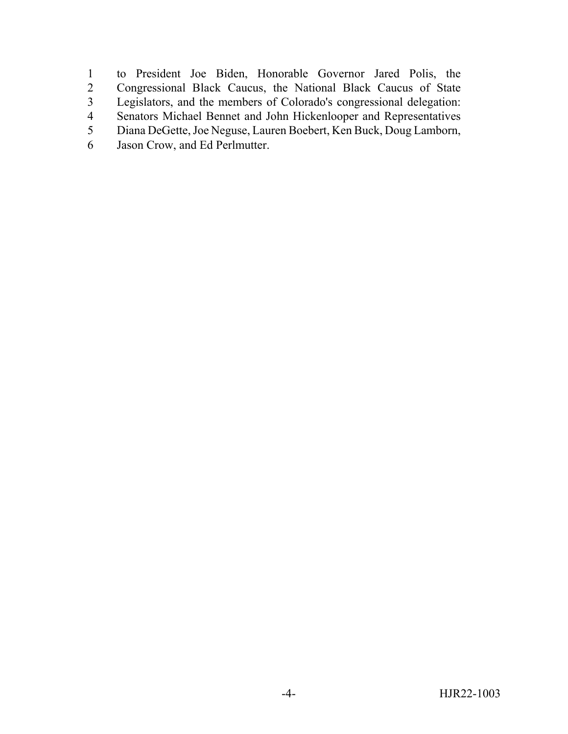to President Joe Biden, Honorable Governor Jared Polis, the Congressional Black Caucus, the National Black Caucus of State Legislators, and the members of Colorado's congressional delegation: Senators Michael Bennet and John Hickenlooper and Representatives Diana DeGette, Joe Neguse, Lauren Boebert, Ken Buck, Doug Lamborn, Jason Crow, and Ed Perlmutter.